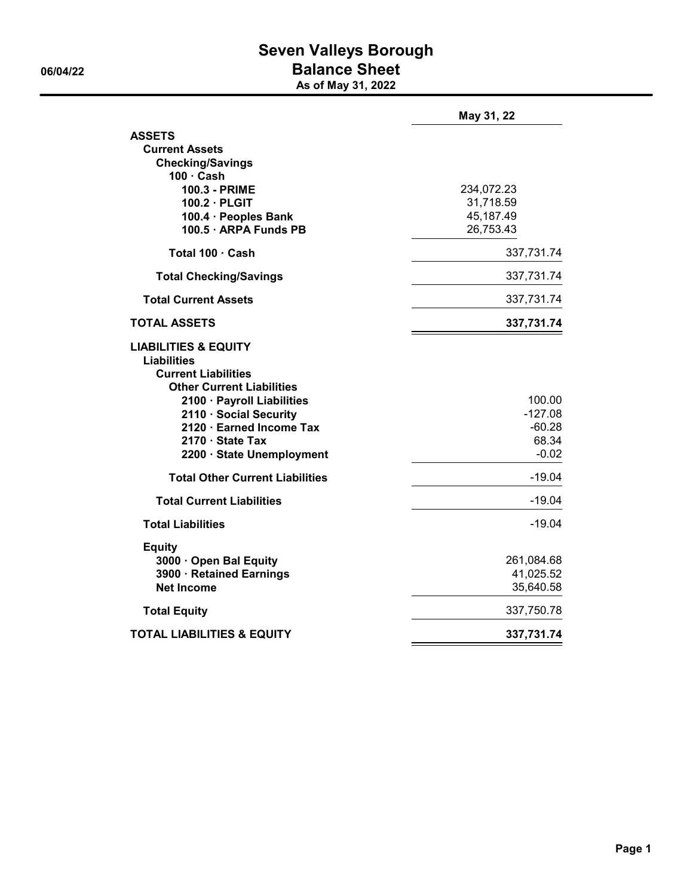# Seven Valleys Borough

## Balance Sheet

**As of May 31, 2022**

06/04/22

| | May 31, 22 |
|---|---|
| **ASSETS** | |
| **Current Assets** | |
| **Checking/Savings** | |
| **100 · Cash** | |
| **100.3 - PRIME** | 234,072.23 |
| **100.2 · PLGIT** | 31,718.59 |
| **100.4 · Peoples Bank** | 45,187.49 |
| **100.5 · ARPA Funds PB** | 26,753.43 |
| **Total 100 · Cash** | 337,731.74 |
| **Total Checking/Savings** | 337,731.74 |
| **Total Current Assets** | 337,731.74 |
| **TOTAL ASSETS** | **337,731.74** |
| **LIABILITIES & EQUITY** | |
| **Liabilities** | |
| **Current Liabilities** | |
| **Other Current Liabilities** | |
| **2100 · Payroll Liabilities** | 100.00 |
| **2110 · Social Security** | -127.08 |
| **2120 · Earned Income Tax** | -60.28 |
| **2170 · State Tax** | 68.34 |
| **2200 · State Unemployment** | -0.02 |
| **Total Other Current Liabilities** | -19.04 |
| **Total Current Liabilities** | -19.04 |
| **Total Liabilities** | -19.04 |
| **Equity** | |
| **3000 · Open Bal Equity** | 261,084.68 |
| **3900 · Retained Earnings** | 41,025.52 |
| **Net Income** | 35,640.58 |
| **Total Equity** | 337,750.78 |
| **TOTAL LIABILITIES & EQUITY** | **337,731.74** |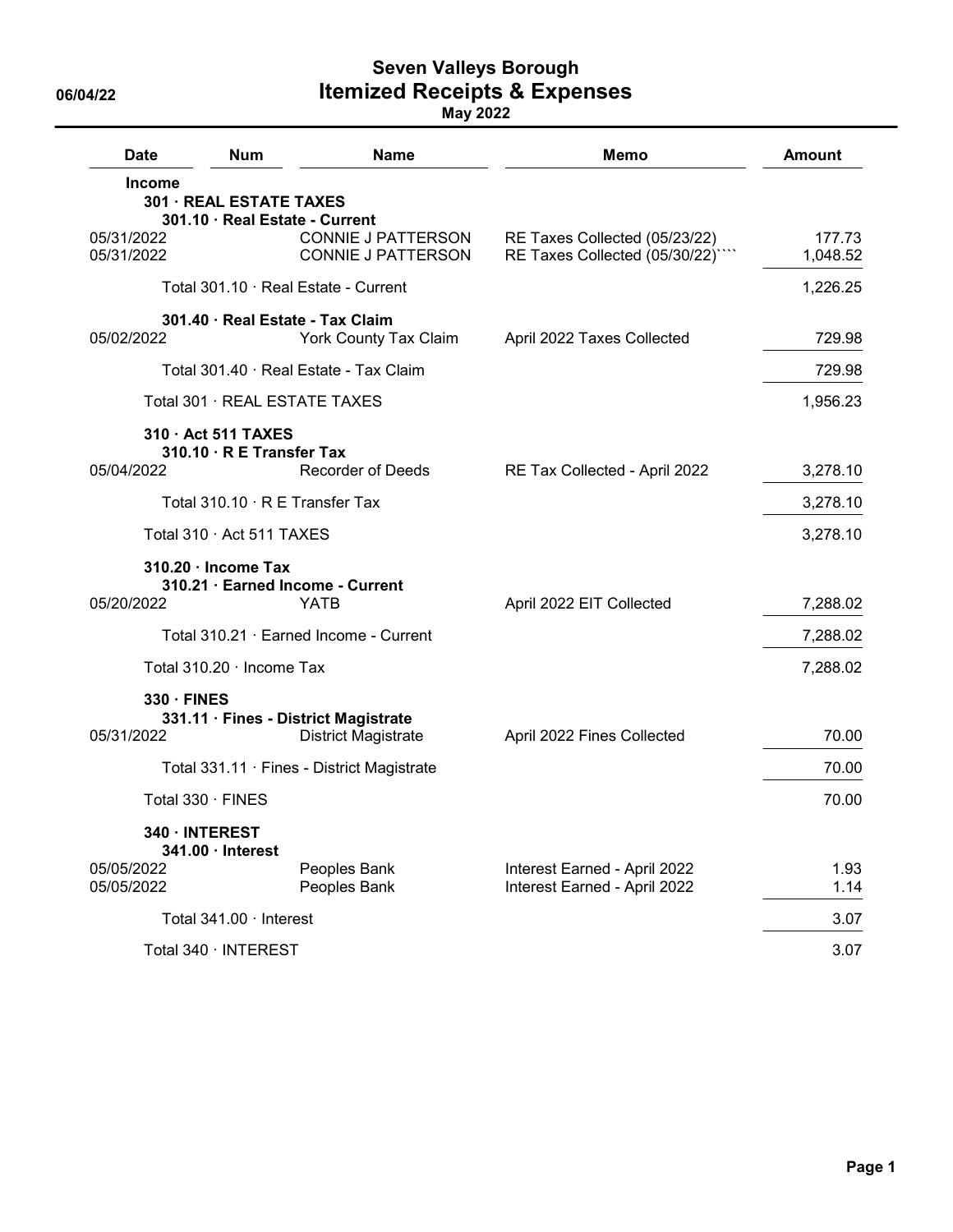# Seven Valleys Borough

## Itemized Receipts & Expenses

**May 2022**

06/04/22

| Date | Num | Name | Memo | Amount |
|---|---|---|---|---|
| **Income** | | | | |
| **301 · REAL ESTATE TAXES** | | | | |
| **301.10 · Real Estate - Current** | | | | |
| 05/31/2022 | | CONNIE J PATTERSON | RE Taxes Collected (05/23/22) | 177.73 |
| 05/31/2022 | | CONNIE J PATTERSON | RE Taxes Collected (05/30/22)```` | 1,048.52 |
| Total 301.10 · Real Estate - Current | | | | 1,226.25 |
| **301.40 · Real Estate - Tax Claim** | | | | |
| 05/02/2022 | | York County Tax Claim | April 2022 Taxes Collected | 729.98 |
| Total 301.40 · Real Estate - Tax Claim | | | | 729.98 |
| Total 301 · REAL ESTATE TAXES | | | | 1,956.23 |
| **310 · Act 511 TAXES** | | | | |
| **310.10 · R E Transfer Tax** | | | | |
| 05/04/2022 | | Recorder of Deeds | RE Tax Collected - April 2022 | 3,278.10 |
| Total 310.10 · R E Transfer Tax | | | | 3,278.10 |
| Total 310 · Act 511 TAXES | | | | 3,278.10 |
| **310.20 · Income Tax** | | | | |
| **310.21 · Earned Income - Current** | | | | |
| 05/20/2022 | | YATB | April 2022 EIT Collected | 7,288.02 |
| Total 310.21 · Earned Income - Current | | | | 7,288.02 |
| Total 310.20 · Income Tax | | | | 7,288.02 |
| **330 · FINES** | | | | |
| **331.11 · Fines - District Magistrate** | | | | |
| 05/31/2022 | | District Magistrate | April 2022 Fines Collected | 70.00 |
| Total 331.11 · Fines - District Magistrate | | | | 70.00 |
| Total 330 · FINES | | | | 70.00 |
| **340 · INTEREST** | | | | |
| **341.00 · Interest** | | | | |
| 05/05/2022 | | Peoples Bank | Interest Earned - April 2022 | 1.93 |
| 05/05/2022 | | Peoples Bank | Interest Earned - April 2022 | 1.14 |
| Total 341.00 · Interest | | | | 3.07 |
| Total 340 · INTEREST | | | | 3.07 |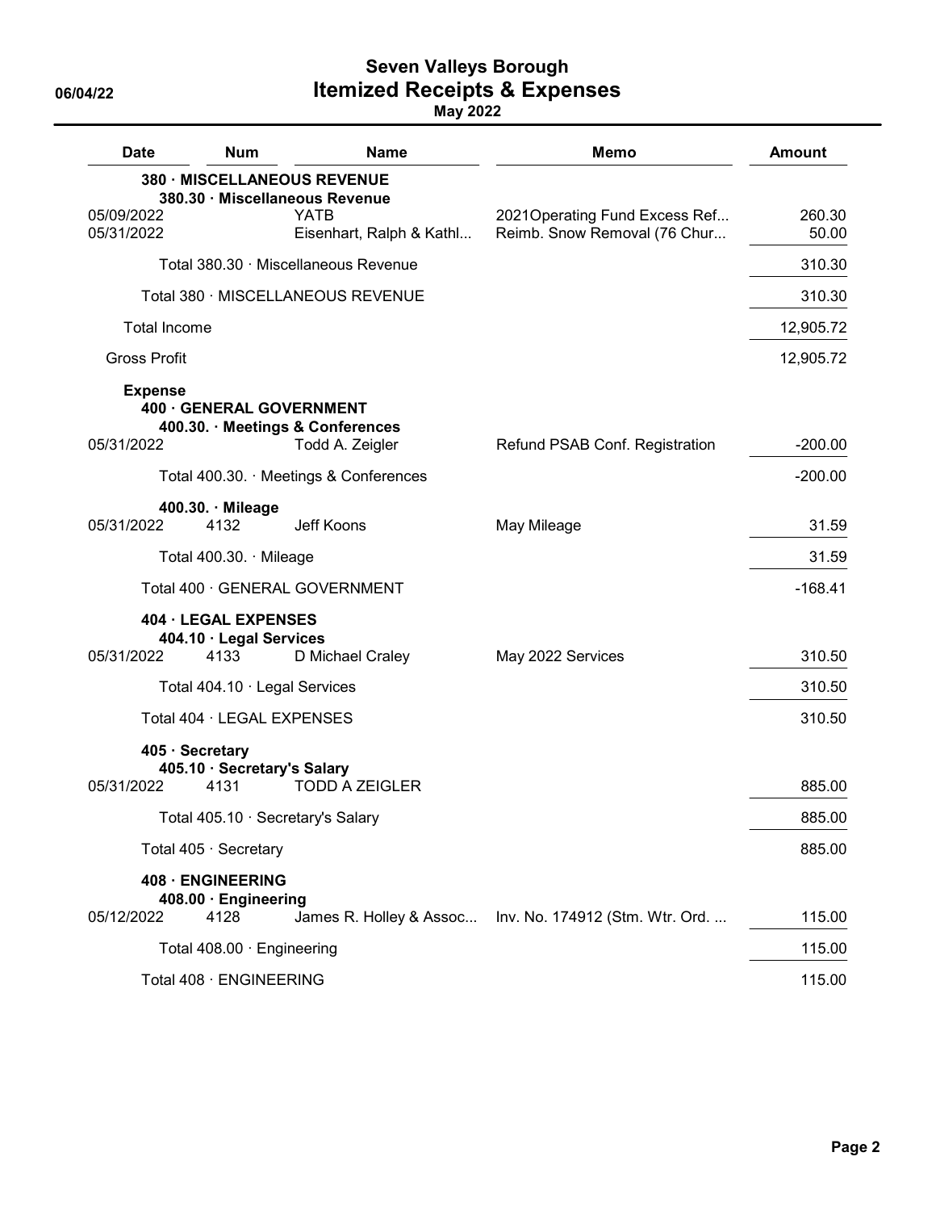# Seven Valleys Borough
## Itemized Receipts & Expenses
**May 2022**

| Date | Num | Name | Memo | Amount |
|---|---|---|---|---|
| **380 · MISCELLANEOUS REVENUE** | | | | |
| **380.30 · Miscellaneous Revenue** | | | | |
| 05/09/2022 | | YATB | 2021Operating Fund Excess Ref... | 260.30 |
| 05/31/2022 | | Eisenhart, Ralph & Kathl... | Reimb. Snow Removal (76 Chur... | 50.00 |
| Total 380.30 · Miscellaneous Revenue | | | | 310.30 |
| Total 380 · MISCELLANEOUS REVENUE | | | | 310.30 |
| Total Income | | | | 12,905.72 |
| Gross Profit | | | | 12,905.72 |
| **Expense** | | | | |
| **400 · GENERAL GOVERNMENT** | | | | |
| **400.30. · Meetings & Conferences** | | | | |
| 05/31/2022 | | Todd A. Zeigler | Refund PSAB Conf. Registration | -200.00 |
| Total 400.30. · Meetings & Conferences | | | | -200.00 |
| **400.30. · Mileage** | | | | |
| 05/31/2022 | 4132 | Jeff Koons | May Mileage | 31.59 |
| Total 400.30. · Mileage | | | | 31.59 |
| Total 400 · GENERAL GOVERNMENT | | | | -168.41 |
| **404 · LEGAL EXPENSES** | | | | |
| **404.10 · Legal Services** | | | | |
| 05/31/2022 | 4133 | D Michael Craley | May 2022 Services | 310.50 |
| Total 404.10 · Legal Services | | | | 310.50 |
| Total 404 · LEGAL EXPENSES | | | | 310.50 |
| **405 · Secretary** | | | | |
| **405.10 · Secretary's Salary** | | | | |
| 05/31/2022 | 4131 | TODD A ZEIGLER | | 885.00 |
| Total 405.10 · Secretary's Salary | | | | 885.00 |
| Total 405 · Secretary | | | | 885.00 |
| **408 · ENGINEERING** | | | | |
| **408.00 · Engineering** | | | | |
| 05/12/2022 | 4128 | James R. Holley & Assoc... | Inv. No. 174912 (Stm. Wtr. Ord. ... | 115.00 |
| Total 408.00 · Engineering | | | | 115.00 |
| Total 408 · ENGINEERING | | | | 115.00 |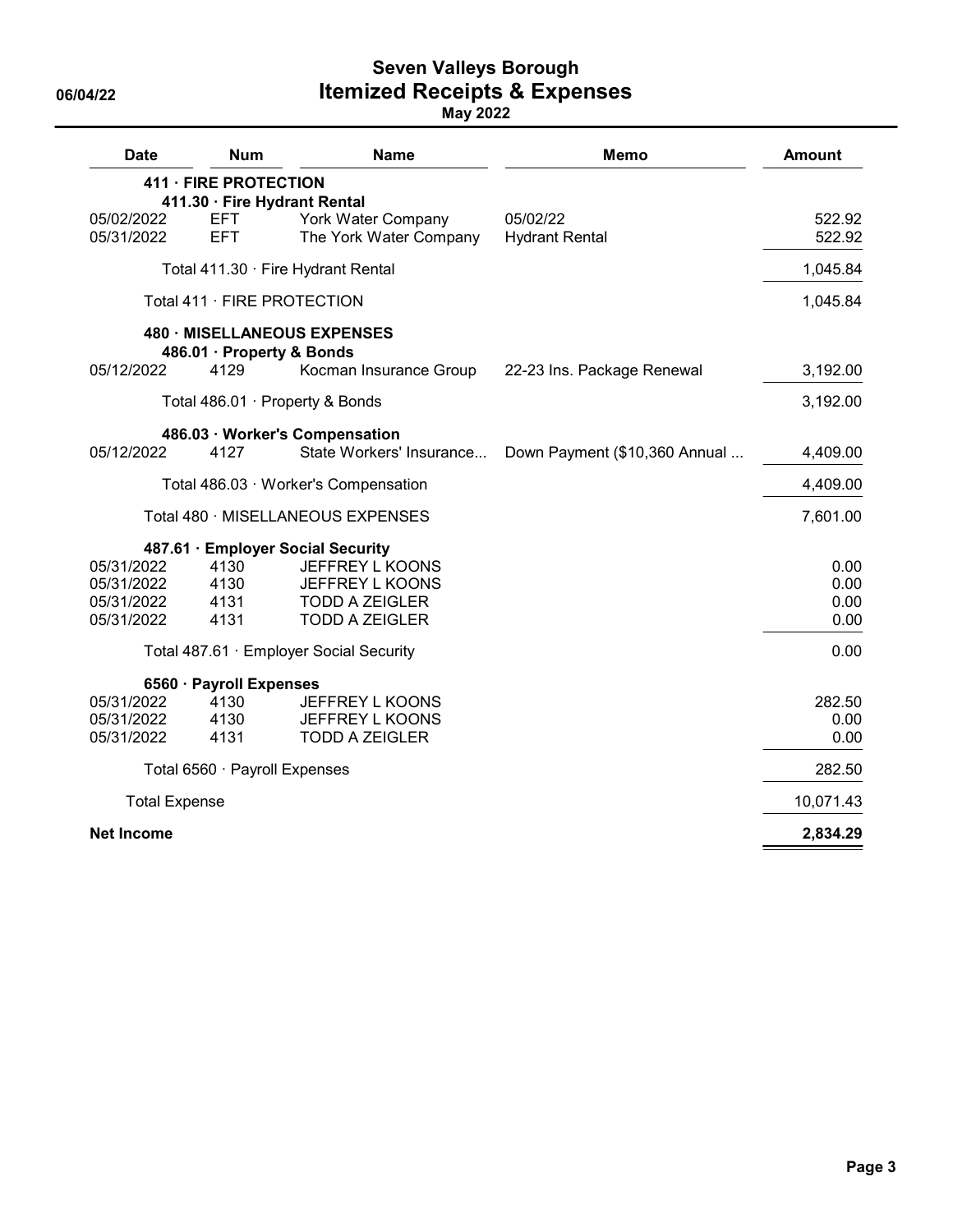# Seven Valleys Borough
## Itemized Receipts & Expenses
**May 2022**

06/04/22

| Date | Num | Name | Memo | Amount |
|---|---|---|---|---|
| **411 · FIRE PROTECTION** | | | | |
| **411.30 · Fire Hydrant Rental** | | | | |
| 05/02/2022 | EFT | York Water Company | 05/02/22 | 522.92 |
| 05/31/2022 | EFT | The York Water Company | Hydrant Rental | 522.92 |
| Total 411.30 · Fire Hydrant Rental | | | | 1,045.84 |
| Total 411 · FIRE PROTECTION | | | | 1,045.84 |
| **480 · MISELLANEOUS EXPENSES** | | | | |
| **486.01 · Property & Bonds** | | | | |
| 05/12/2022 | 4129 | Kocman Insurance Group | 22-23 Ins. Package Renewal | 3,192.00 |
| Total 486.01 · Property & Bonds | | | | 3,192.00 |
| **486.03 · Worker's Compensation** | | | | |
| 05/12/2022 | 4127 | State Workers' Insurance... | Down Payment ($10,360 Annual ... | 4,409.00 |
| Total 486.03 · Worker's Compensation | | | | 4,409.00 |
| Total 480 · MISELLANEOUS EXPENSES | | | | 7,601.00 |
| **487.61 · Employer Social Security** | | | | |
| 05/31/2022 | 4130 | JEFFREY L KOONS | | 0.00 |
| 05/31/2022 | 4130 | JEFFREY L KOONS | | 0.00 |
| 05/31/2022 | 4131 | TODD A ZEIGLER | | 0.00 |
| 05/31/2022 | 4131 | TODD A ZEIGLER | | 0.00 |
| Total 487.61 · Employer Social Security | | | | 0.00 |
| **6560 · Payroll Expenses** | | | | |
| 05/31/2022 | 4130 | JEFFREY L KOONS | | 282.50 |
| 05/31/2022 | 4130 | JEFFREY L KOONS | | 0.00 |
| 05/31/2022 | 4131 | TODD A ZEIGLER | | 0.00 |
| Total 6560 · Payroll Expenses | | | | 282.50 |
| Total Expense | | | | 10,071.43 |
| **Net Income** | | | | **2,834.29** |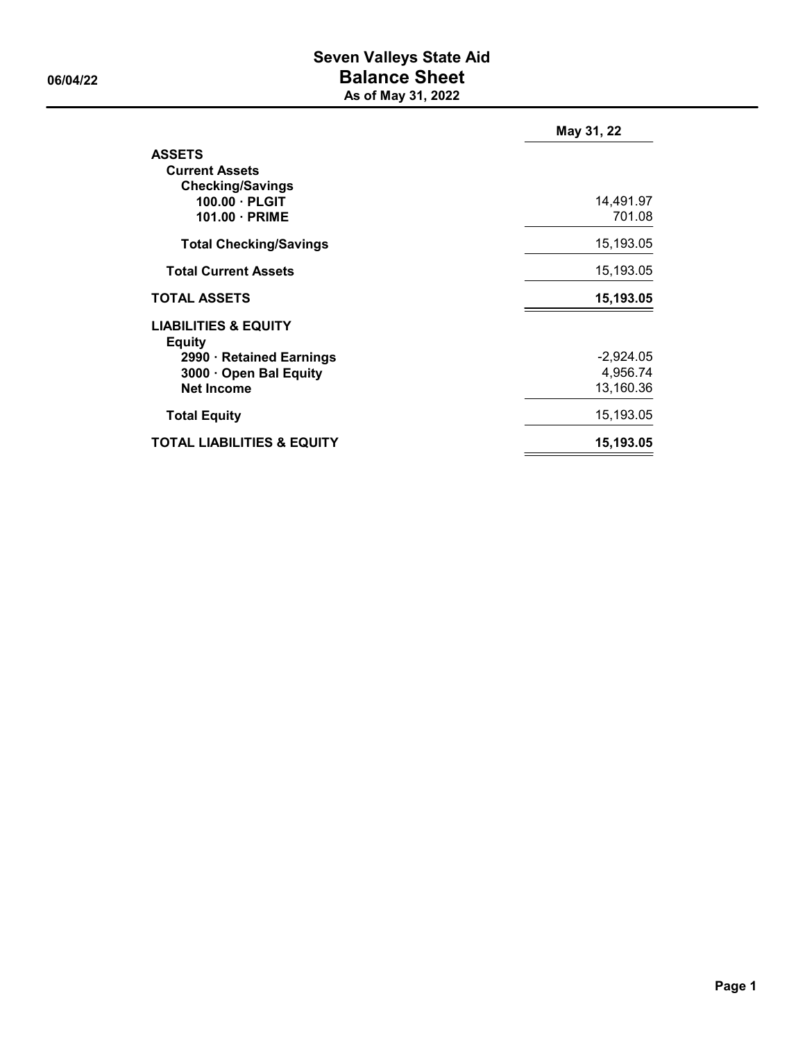# Seven Valleys State Aid

06/04/22

## Balance Sheet

**As of May 31, 2022**

| | May 31, 22 |
|---|---|
| **ASSETS** | |
| **Current Assets** | |
| **Checking/Savings** | |
| **100.00 · PLGIT** | 14,491.97 |
| **101.00 · PRIME** | 701.08 |
| **Total Checking/Savings** | 15,193.05 |
| **Total Current Assets** | 15,193.05 |
| **TOTAL ASSETS** | **15,193.05** |
| **LIABILITIES & EQUITY** | |
| **Equity** | |
| **2990 · Retained Earnings** | -2,924.05 |
| **3000 · Open Bal Equity** | 4,956.74 |
| **Net Income** | 13,160.36 |
| **Total Equity** | 15,193.05 |
| **TOTAL LIABILITIES & EQUITY** | **15,193.05** |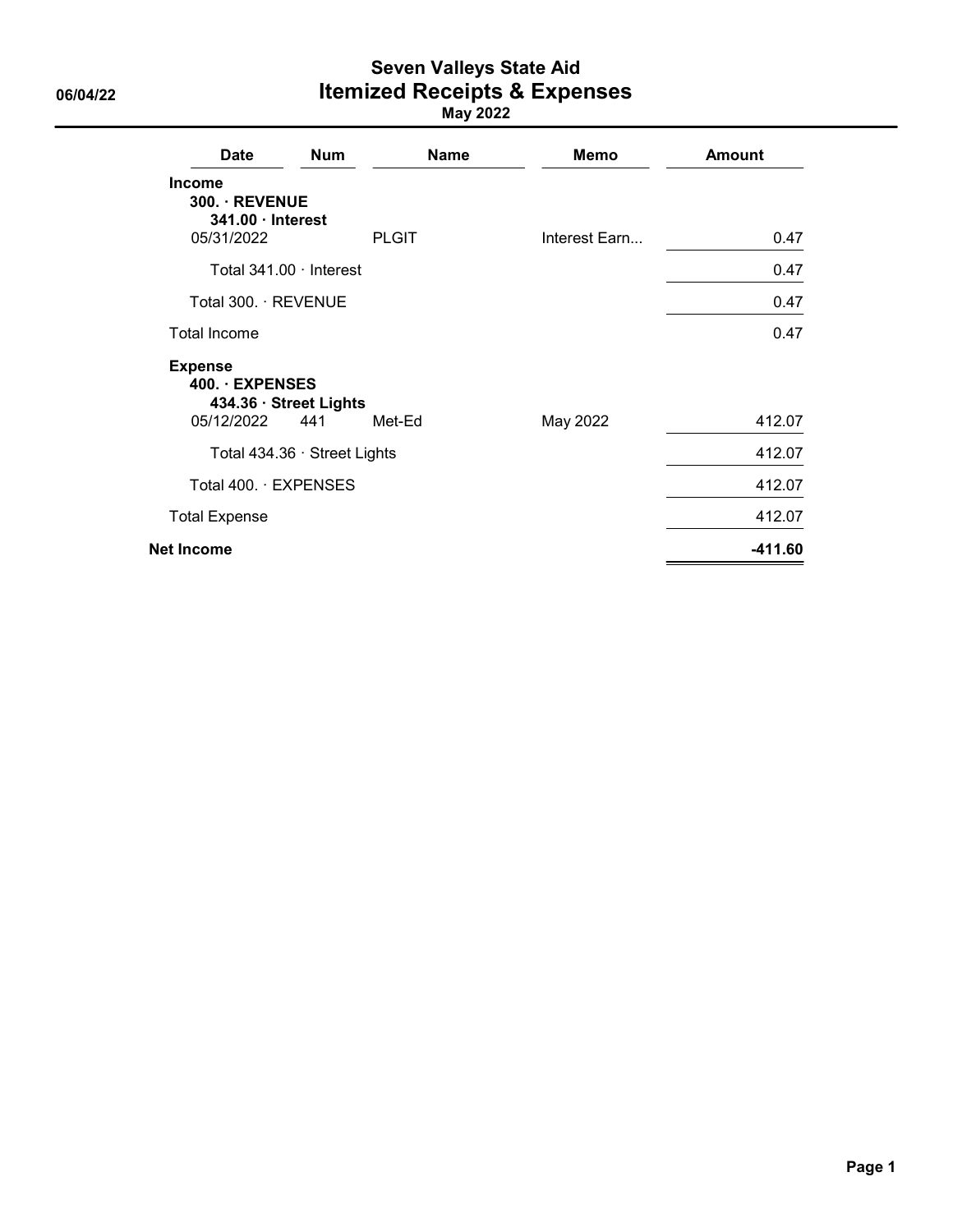# Seven Valleys State Aid

## Itemized Receipts & Expenses

**May 2022**

06/04/22

| Date | Num | Name | Memo | Amount |
|---|---|---|---|---|
| **Income** | | | | |
| **300. · REVENUE** | | | | |
| **341.00 · Interest** | | | | |
| 05/31/2022 | | PLGIT | Interest Earn... | 0.47 |
| Total 341.00 · Interest | | | | 0.47 |
| Total 300. · REVENUE | | | | 0.47 |
| Total Income | | | | 0.47 |
| **Expense** | | | | |
| **400. · EXPENSES** | | | | |
| **434.36 · Street Lights** | | | | |
| 05/12/2022 | 441 | Met-Ed | May 2022 | 412.07 |
| Total 434.36 · Street Lights | | | | 412.07 |
| Total 400. · EXPENSES | | | | 412.07 |
| Total Expense | | | | 412.07 |
| **Net Income** | | | | **-411.60** |